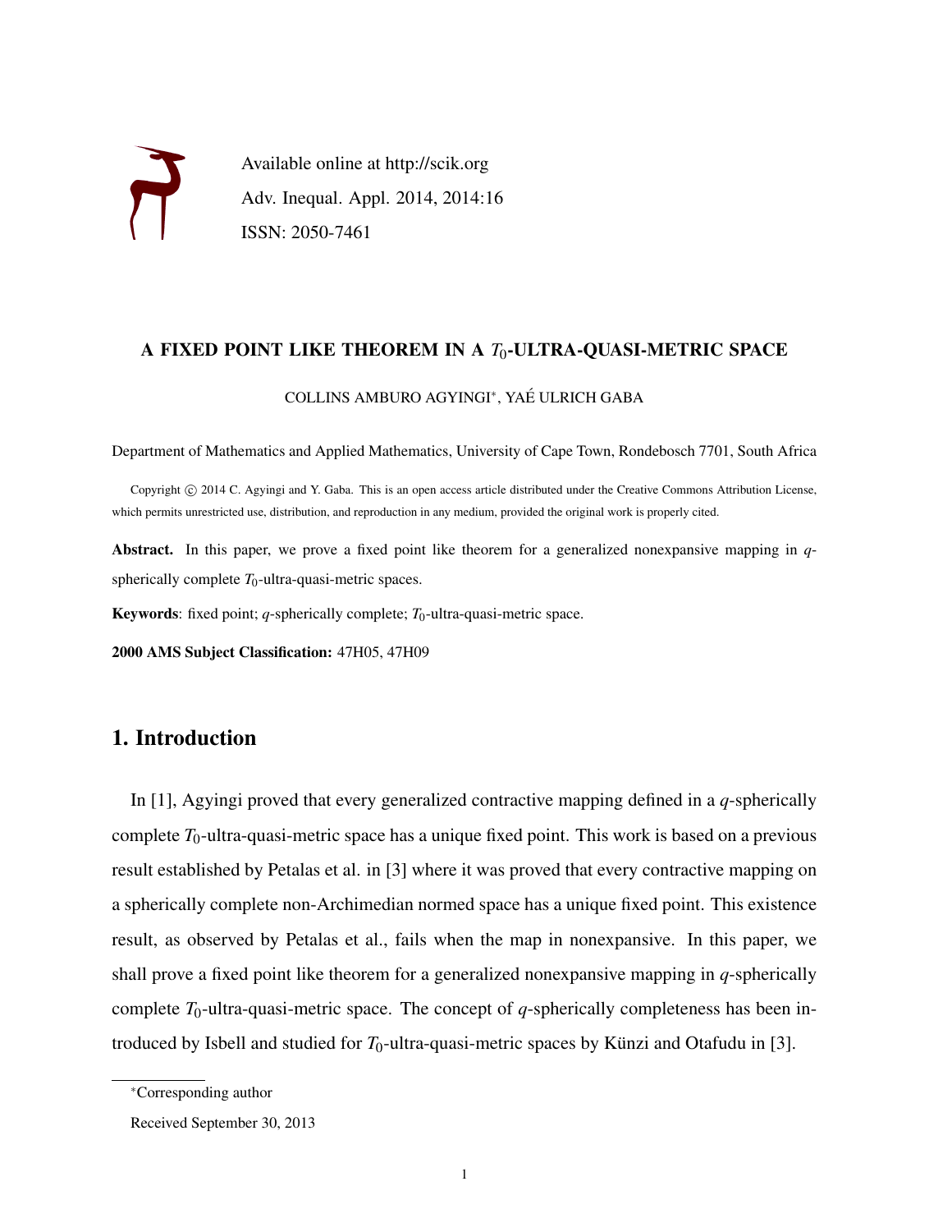Available online at http://scik.org
Adv. Inequal. Appl. 2014, 2014:16
ISSN: 2050-7461

# A FIXED POINT LIKE THEOREM IN A $T_0$-ULTRA-QUASI-METRIC SPACE

COLLINS AMBURO AGYINGI*, YAÉ ULRICH GABA

Department of Mathematics and Applied Mathematics, University of Cape Town, Rondebosch 7701, South Africa

Copyright © 2014 C. Agyingi and Y. Gaba. This is an open access article distributed under the Creative Commons Attribution License, which permits unrestricted use, distribution, and reproduction in any medium, provided the original work is properly cited.

**Abstract.** In this paper, we prove a fixed point like theorem for a generalized nonexpansive mapping in $q$-spherically complete $T_0$-ultra-quasi-metric spaces.

**Keywords**: fixed point; $q$-spherically complete; $T_0$-ultra-quasi-metric space.

**2000 AMS Subject Classification:** 47H05, 47H09

## 1. Introduction

In [1], Agyingi proved that every generalized contractive mapping defined in a $q$-spherically complete $T_0$-ultra-quasi-metric space has a unique fixed point. This work is based on a previous result established by Petalas et al. in [3] where it was proved that every contractive mapping on a spherically complete non-Archimedian normed space has a unique fixed point. This existence result, as observed by Petalas et al., fails when the map in nonexpansive. In this paper, we shall prove a fixed point like theorem for a generalized nonexpansive mapping in $q$-spherically complete $T_0$-ultra-quasi-metric space. The concept of $q$-spherically completeness has been introduced by Isbell and studied for $T_0$-ultra-quasi-metric spaces by Künzi and Otafudu in [3].

*Corresponding author

Received September 30, 2013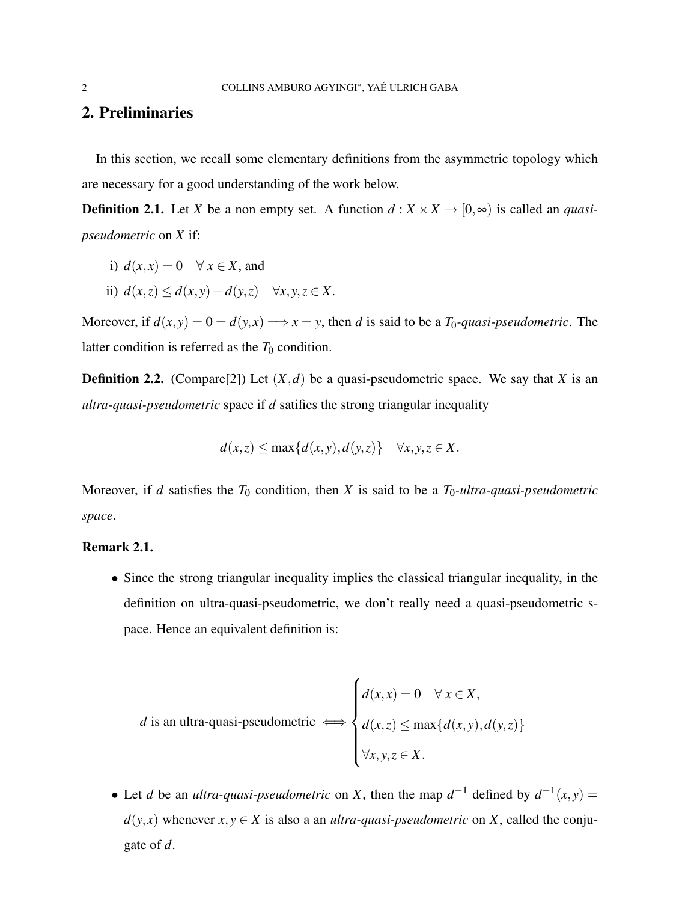## 2. Preliminaries

In this section, we recall some elementary definitions from the asymmetric topology which are necessary for a good understanding of the work below.

**Definition 2.1.** Let $X$ be a non empty set. A function $d : X \times X \to [0,\infty)$ is called an *quasi-pseudometric* on $X$ if:

i) $d(x,x) = 0 \quad \forall\, x \in X$, and

ii) $d(x,z) \leq d(x,y) + d(y,z) \quad \forall x,y,z \in X$.

Moreover, if $d(x,y) = 0 = d(y,x) \Longrightarrow x = y$, then $d$ is said to be a $T_0$-*quasi-pseudometric*. The latter condition is referred as the $T_0$ condition.

**Definition 2.2.** (Compare[2]) Let $(X,d)$ be a quasi-pseudometric space. We say that $X$ is an *ultra-quasi-pseudometric* space if $d$ satifies the strong triangular inequality

$$d(x,z) \leq \max\{d(x,y), d(y,z)\} \quad \forall x,y,z \in X.$$

Moreover, if $d$ satisfies the $T_0$ condition, then $X$ is said to be a $T_0$-*ultra-quasi-pseudometric space*.

**Remark 2.1.**

- Since the strong triangular inequality implies the classical triangular inequality, in the definition on ultra-quasi-pseudometric, we don't really need a quasi-pseudometric s-pace. Hence an equivalent definition is:

$$d \text{ is an ultra-quasi-pseudometric } \Longleftrightarrow \begin{cases} d(x,x) = 0 \quad \forall\, x \in X, \\ d(x,z) \leq \max\{d(x,y), d(y,z)\} \\ \forall x,y,z \in X. \end{cases}$$

- Let $d$ be an *ultra-quasi-pseudometric* on $X$, then the map $d^{-1}$ defined by $d^{-1}(x,y) = d(y,x)$ whenever $x,y \in X$ is also a an *ultra-quasi-pseudometric* on $X$, called the conjugate of $d$.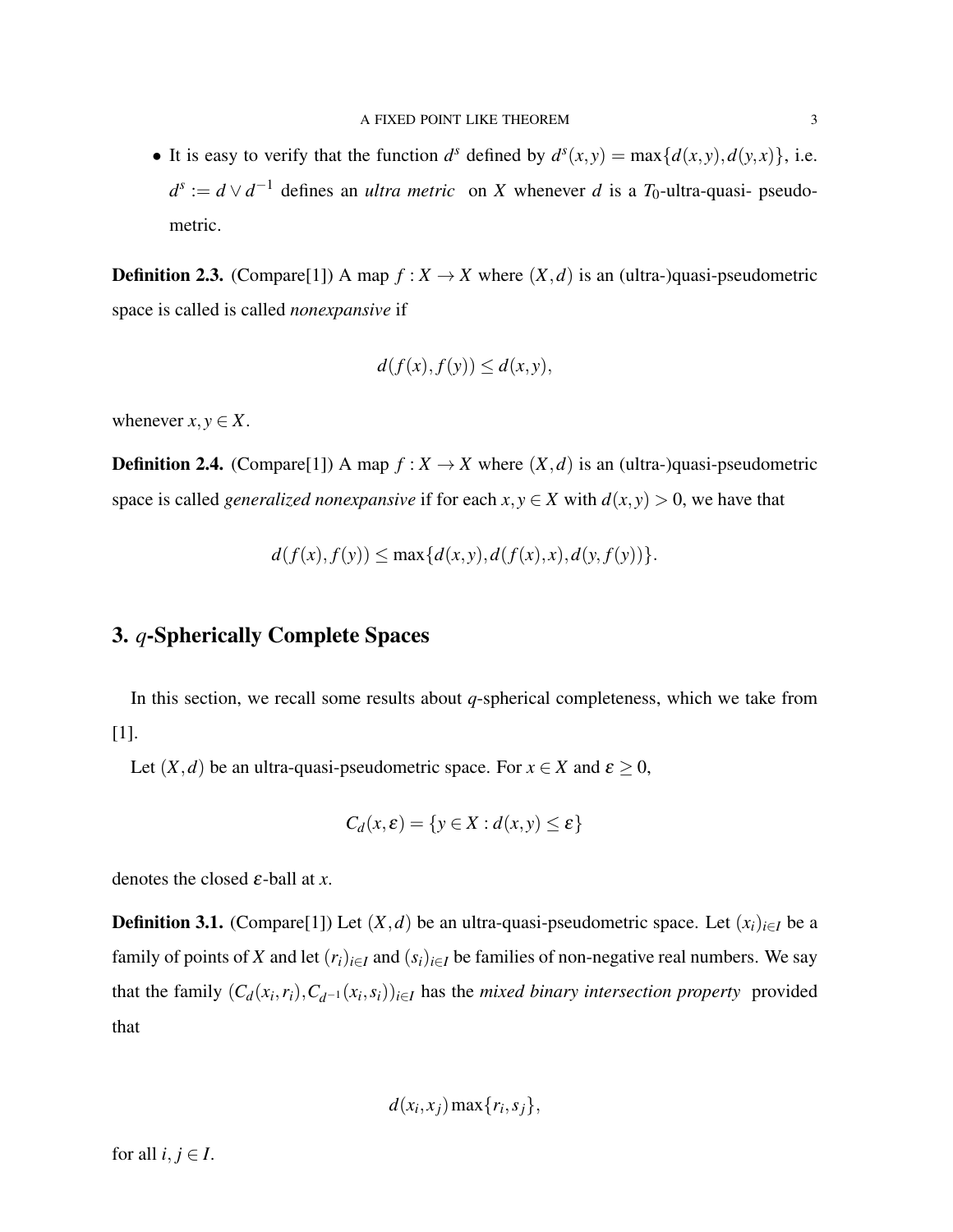- It is easy to verify that the function $d^s$ defined by $d^s(x,y) = \max\{d(x,y), d(y,x)\}$, i.e. $d^s := d \vee d^{-1}$ defines an *ultra metric* on $X$ whenever $d$ is a $T_0$-ultra-quasi- pseudometric.

**Definition 2.3.** (Compare[1]) A map $f : X \to X$ where $(X,d)$ is an (ultra-)quasi-pseudometric space is called is called *nonexpansive* if

$$d(f(x), f(y)) \leq d(x,y),$$

whenever $x, y \in X$.

**Definition 2.4.** (Compare[1]) A map $f : X \to X$ where $(X,d)$ is an (ultra-)quasi-pseudometric space is called *generalized nonexpansive* if for each $x, y \in X$ with $d(x,y) > 0$, we have that

$$d(f(x), f(y)) \leq \max\{d(x,y), d(f(x),x), d(y, f(y))\}.$$

## 3. $q$-Spherically Complete Spaces

In this section, we recall some results about $q$-spherical completeness, which we take from [1].

Let $(X,d)$ be an ultra-quasi-pseudometric space. For $x \in X$ and $\varepsilon \geq 0$,

$$C_d(x, \varepsilon) = \{y \in X : d(x,y) \leq \varepsilon\}$$

denotes the closed $\varepsilon$-ball at $x$.

**Definition 3.1.** (Compare[1]) Let $(X,d)$ be an ultra-quasi-pseudometric space. Let $(x_i)_{i \in I}$ be a family of points of $X$ and let $(r_i)_{i \in I}$ and $(s_i)_{i \in I}$ be families of non-negative real numbers. We say that the family $(C_d(x_i, r_i), C_{d^{-1}}(x_i, s_i))_{i \in I}$ has the *mixed binary intersection property* provided that

$$d(x_i, x_j) \max\{r_i, s_j\},$$

for all $i, j \in I$.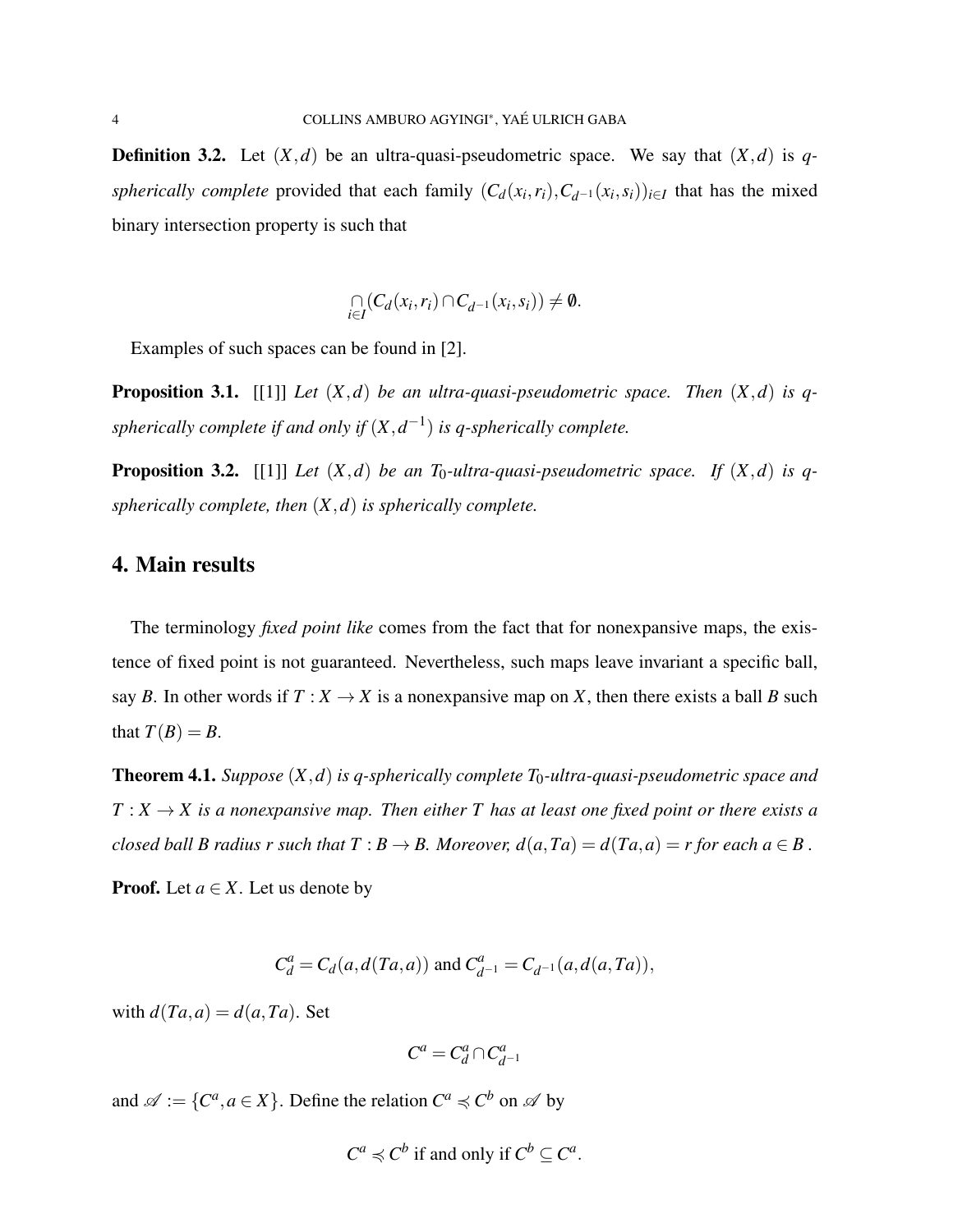**Definition 3.2.** Let $(X,d)$ be an ultra-quasi-pseudometric space. We say that $(X,d)$ is *q-spherically complete* provided that each family $(C_d(x_i,r_i), C_{d^{-1}}(x_i,s_i))_{i\in I}$ that has the mixed binary intersection property is such that

$$\bigcap_{i\in I}(C_d(x_i,r_i)\cap C_{d^{-1}}(x_i,s_i)) \neq \emptyset.$$

Examples of such spaces can be found in [2].

**Proposition 3.1.** [[1]] *Let $(X,d)$ be an ultra-quasi-pseudometric space. Then $(X,d)$ is q-spherically complete if and only if $(X,d^{-1})$ is q-spherically complete.*

**Proposition 3.2.** [[1]] *Let $(X,d)$ be an $T_0$-ultra-quasi-pseudometric space. If $(X,d)$ is q-spherically complete, then $(X,d)$ is spherically complete.*

## 4. Main results

The terminology *fixed point like* comes from the fact that for nonexpansive maps, the existence of fixed point is not guaranteed. Nevertheless, such maps leave invariant a specific ball, say $B$. In other words if $T : X \to X$ is a nonexpansive map on $X$, then there exists a ball $B$ such that $T(B) = B$.

**Theorem 4.1.** *Suppose $(X,d)$ is q-spherically complete $T_0$-ultra-quasi-pseudometric space and $T : X \to X$ is a nonexpansive map. Then either $T$ has at least one fixed point or there exists a closed ball $B$ radius $r$ such that $T : B \to B$. Moreover, $d(a,Ta) = d(Ta,a) = r$ for each $a \in B$ .*

**Proof.** Let $a \in X$. Let us denote by

$$C_d^a = C_d(a, d(Ta,a)) \text{ and } C_{d^{-1}}^a = C_{d^{-1}}(a, d(a,Ta)),$$

with $d(Ta,a) = d(a,Ta)$. Set

$$C^a = C_d^a \cap C_{d^{-1}}^a$$

and $\mathscr{A} := \{C^a, a \in X\}$. Define the relation $C^a \preccurlyeq C^b$ on $\mathscr{A}$ by

$$C^a \preccurlyeq C^b \text{ if and only if } C^b \subseteq C^a.$$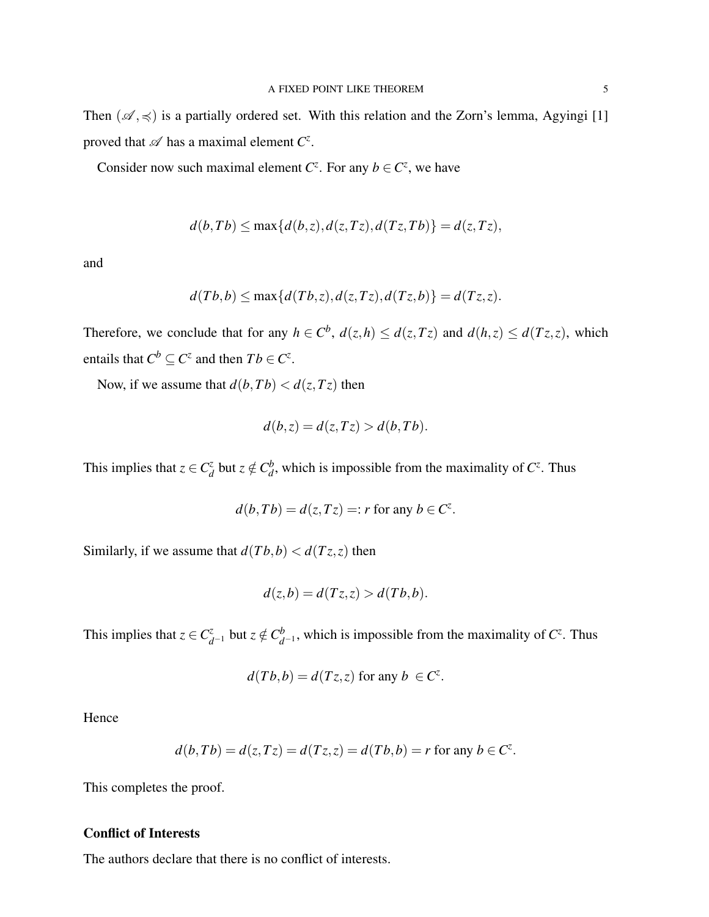Then $(\mathscr{A}, \preccurlyeq)$ is a partially ordered set. With this relation and the Zorn's lemma, Agyingi [1] proved that $\mathscr{A}$ has a maximal element $C^z$.

Consider now such maximal element $C^z$. For any $b \in C^z$, we have

$$d(b,Tb) \leq \max\{d(b,z), d(z,Tz), d(Tz,Tb)\} = d(z,Tz),$$

and

$$d(Tb,b) \leq \max\{d(Tb,z), d(z,Tz), d(Tz,b)\} = d(Tz,z).$$

Therefore, we conclude that for any $h \in C^b$, $d(z,h) \leq d(z,Tz)$ and $d(h,z) \leq d(Tz,z)$, which entails that $C^b \subseteq C^z$ and then $Tb \in C^z$.

Now, if we assume that $d(b,Tb) < d(z,Tz)$ then

$$d(b,z) = d(z,Tz) > d(b,Tb).$$

This implies that $z \in C_d^z$ but $z \notin C_d^b$, which is impossible from the maximality of $C^z$. Thus

$$d(b,Tb) = d(z,Tz) =: r \text{ for any } b \in C^z.$$

Similarly, if we assume that $d(Tb,b) < d(Tz,z)$ then

$$d(z,b) = d(Tz,z) > d(Tb,b).$$

This implies that $z \in C_{d^{-1}}^z$ but $z \notin C_{d^{-1}}^b$, which is impossible from the maximality of $C^z$. Thus

$$d(Tb,b) = d(Tz,z) \text{ for any } b \in C^z.$$

Hence

$$d(b,Tb) = d(z,Tz) = d(Tz,z) = d(Tb,b) = r \text{ for any } b \in C^z.$$

This completes the proof.

**Conflict of Interests**

The authors declare that there is no conflict of interests.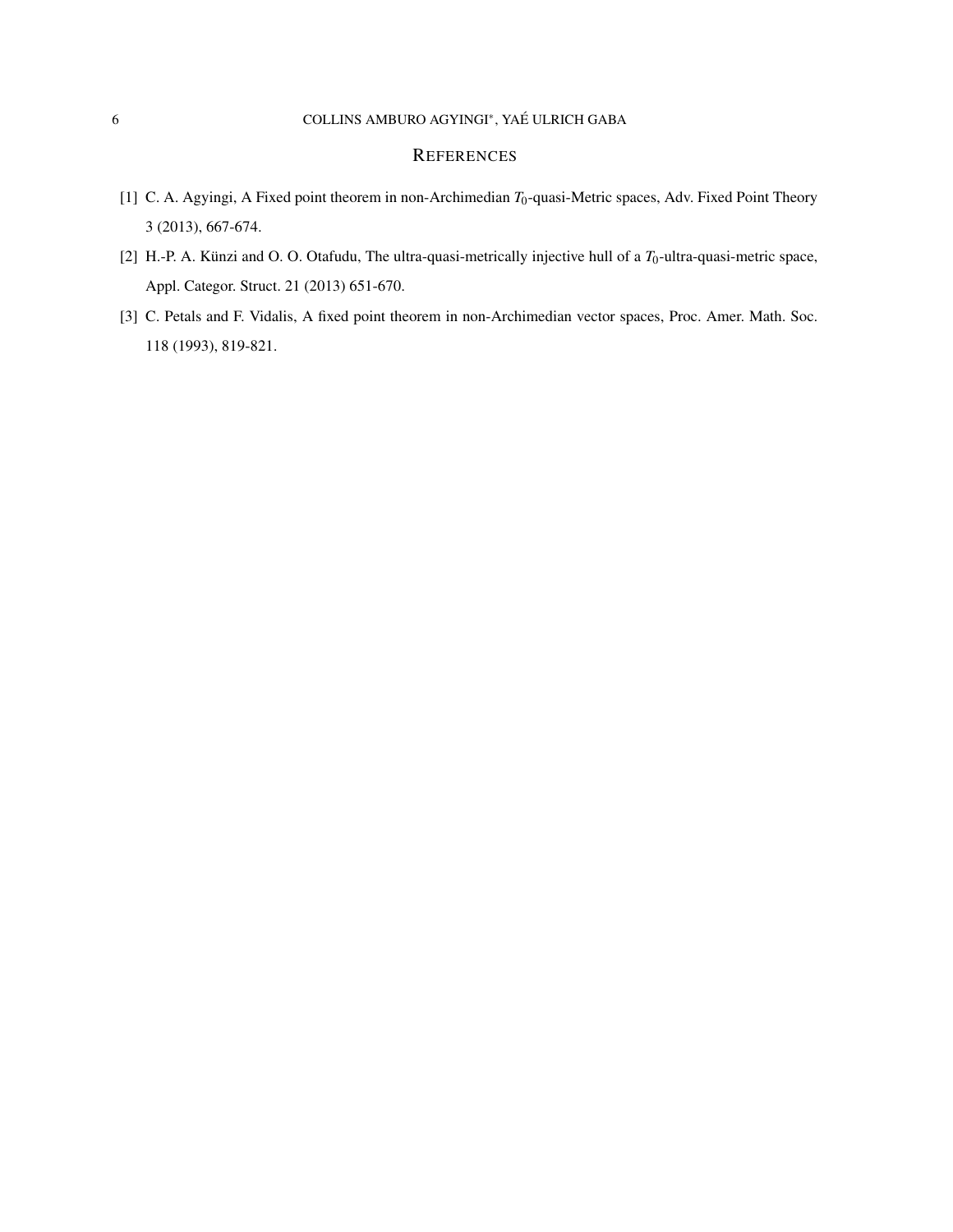## References

[1] C. A. Agyingi, A Fixed point theorem in non-Archimedian $T_0$-quasi-Metric spaces, Adv. Fixed Point Theory 3 (2013), 667-674.

[2] H.-P. A. Künzi and O. O. Otafudu, The ultra-quasi-metrically injective hull of a $T_0$-ultra-quasi-metric space, Appl. Categor. Struct. 21 (2013) 651-670.

[3] C. Petals and F. Vidalis, A fixed point theorem in non-Archimedian vector spaces, Proc. Amer. Math. Soc. 118 (1993), 819-821.